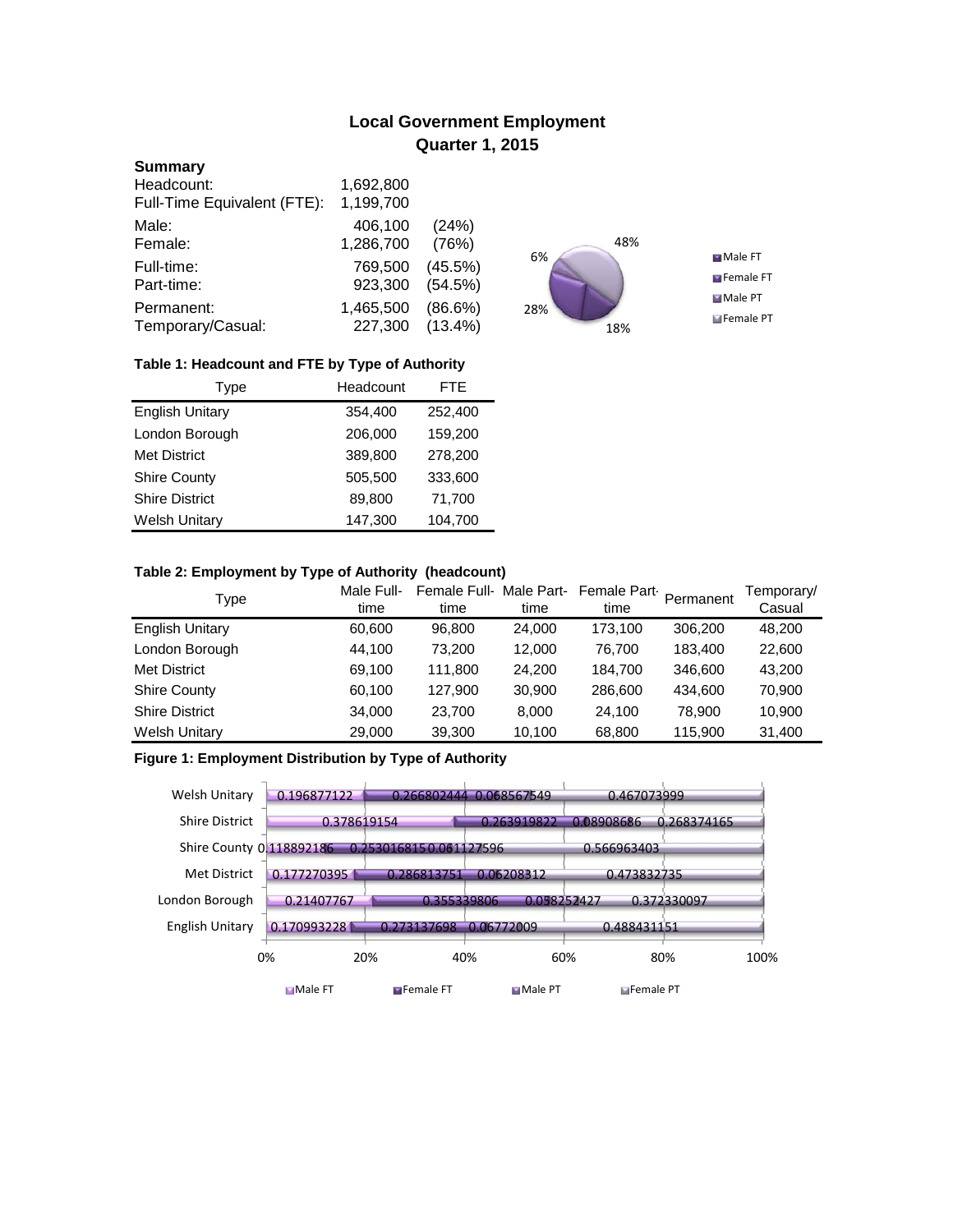# Local Government Employment
## Quarter 1, 2015

**Summary**

| | | |
|---|---|---|
| Headcount: | 1,692,800 | |
| Full-Time Equivalent (FTE): | 1,199,700 | |
| Male: | 406,100 | (24%) |
| Female: | 1,286,700 | (76%) |
| Full-time: | 769,500 | (45.5%) |
| Part-time: | 923,300 | (54.5%) |
| Permanent: | 1,465,500 | (86.6%) |
| Temporary/Casual: | 227,300 | (13.4%) |

48% 6% 28% 18%

Male FT, Female FT, Male PT, Female PT

**Table 1: Headcount and FTE by Type of Authority**

| Type | Headcount | FTE |
|---|---|---|
| English Unitary | 354,400 | 252,400 |
| London Borough | 206,000 | 159,200 |
| Met District | 389,800 | 278,200 |
| Shire County | 505,500 | 333,600 |
| Shire District | 89,800 | 71,700 |
| Welsh Unitary | 147,300 | 104,700 |

**Table 2: Employment by Type of Authority (headcount)**

| Type | Male Full-time | Female Full-time | Male Part-time | Female Part-time | Permanent | Temporary/ Casual |
|---|---|---|---|---|---|---|
| English Unitary | 60,600 | 96,800 | 24,000 | 173,100 | 306,200 | 48,200 |
| London Borough | 44,100 | 73,200 | 12,000 | 76,700 | 183,400 | 22,600 |
| Met District | 69,100 | 111,800 | 24,200 | 184,700 | 346,600 | 43,200 |
| Shire County | 60,100 | 127,900 | 30,900 | 286,600 | 434,600 | 70,900 |
| Shire District | 34,000 | 23,700 | 8,000 | 24,100 | 78,900 | 10,900 |
| Welsh Unitary | 29,000 | 39,300 | 10,100 | 68,800 | 115,900 | 31,400 |

**Figure 1: Employment Distribution by Type of Authority**

| Type | Male FT | Female FT | Male PT | Female PT |
|---|---|---|---|---|
| Welsh Unitary | 0.196877122 | 0.266802444 | 0.068567549 | 0.467073999 |
| Shire District | 0.378619154 | 0.263919822 | 0.08908686 | 0.268374165 |
| Shire County | 0.118892186 | 0.253016815 | 0.061127596 | 0.566963403 |
| Met District | 0.177270395 | 0.286813751 | 0.06208312 | 0.473832735 |
| London Borough | 0.21407767 | 0.355339806 | 0.058252427 | 0.372330097 |
| English Unitary | 0.170993228 | 0.273137698 | 0.06772009 | 0.488431151 |

0% 20% 40% 60% 80% 100%

Male FT, Female FT, Male PT, Female PT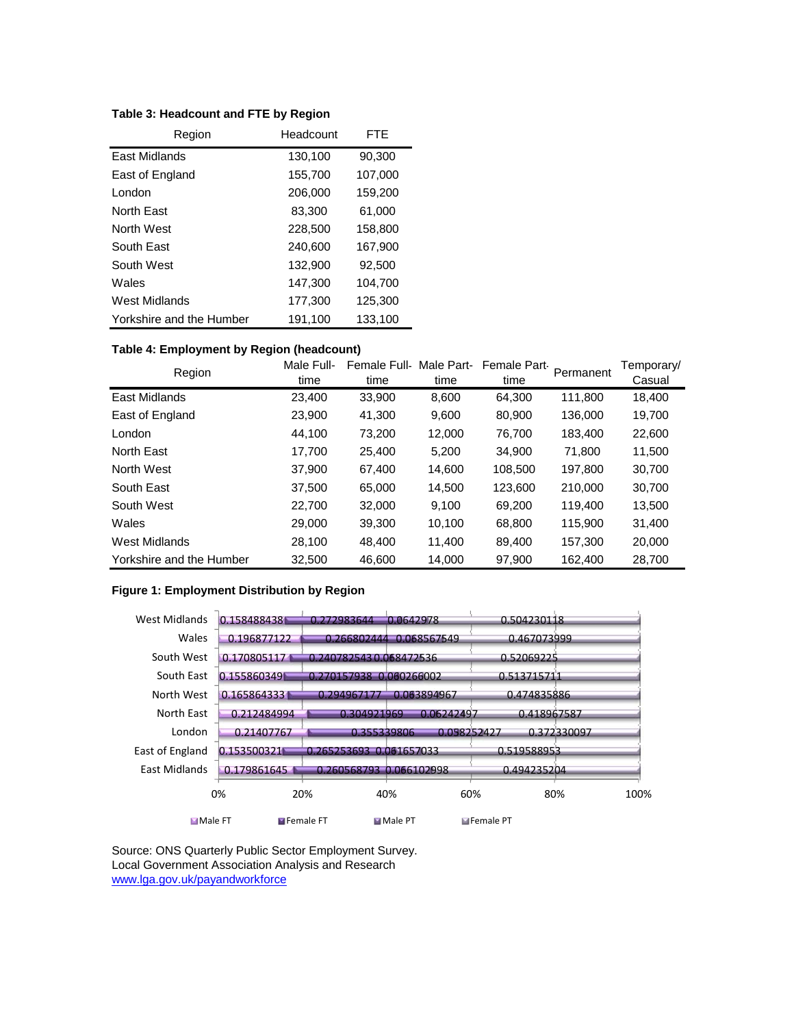**Table 3: Headcount and FTE by Region**

| Region | Headcount | FTE |
| --- | --- | --- |
| East Midlands | 130,100 | 90,300 |
| East of England | 155,700 | 107,000 |
| London | 206,000 | 159,200 |
| North East | 83,300 | 61,000 |
| North West | 228,500 | 158,800 |
| South East | 240,600 | 167,900 |
| South West | 132,900 | 92,500 |
| Wales | 147,300 | 104,700 |
| West Midlands | 177,300 | 125,300 |
| Yorkshire and the Humber | 191,100 | 133,100 |

**Table 4: Employment by Region (headcount)**

| Region | Male Full-time | Female Full-time | Male Part-time | Female Part-time | Permanent | Temporary/ Casual |
| --- | --- | --- | --- | --- | --- | --- |
| East Midlands | 23,400 | 33,900 | 8,600 | 64,300 | 111,800 | 18,400 |
| East of England | 23,900 | 41,300 | 9,600 | 80,900 | 136,000 | 19,700 |
| London | 44,100 | 73,200 | 12,000 | 76,700 | 183,400 | 22,600 |
| North East | 17,700 | 25,400 | 5,200 | 34,900 | 71,800 | 11,500 |
| North West | 37,900 | 67,400 | 14,600 | 108,500 | 197,800 | 30,700 |
| South East | 37,500 | 65,000 | 14,500 | 123,600 | 210,000 | 30,700 |
| South West | 22,700 | 32,000 | 9,100 | 69,200 | 119,400 | 13,500 |
| Wales | 29,000 | 39,300 | 10,100 | 68,800 | 115,900 | 31,400 |
| West Midlands | 28,100 | 48,400 | 11,400 | 89,400 | 157,300 | 20,000 |
| Yorkshire and the Humber | 32,500 | 46,600 | 14,000 | 97,900 | 162,400 | 28,700 |

**Figure 1: Employment Distribution by Region**

West Midlands 0.158488438 0.272983644 0.0642978 0.504230118
Wales 0.196877122 0.266802444 0.068567549 0.467073999
South West 0.170805117 0.240782543 0.068472536 0.52069225
South East 0.155860349 0.270157938 0.060266002 0.513715711
North West 0.165864333 0.294967177 0.063894967 0.474835886
North East 0.212484994 0.304921969 0.06242497 0.418967587
London 0.21407767 0.355339806 0.058252427 0.372330097
East of England 0.153500321 0.265253693 0.061657033 0.519588953
East Midlands 0.179861645 0.260568793 0.066102998 0.494235204

0% 20% 40% 60% 80% 100%

Male FT Female FT Male PT Female PT

Source: ONS Quarterly Public Sector Employment Survey.
Local Government Association Analysis and Research
www.lga.gov.uk/payandworkforce